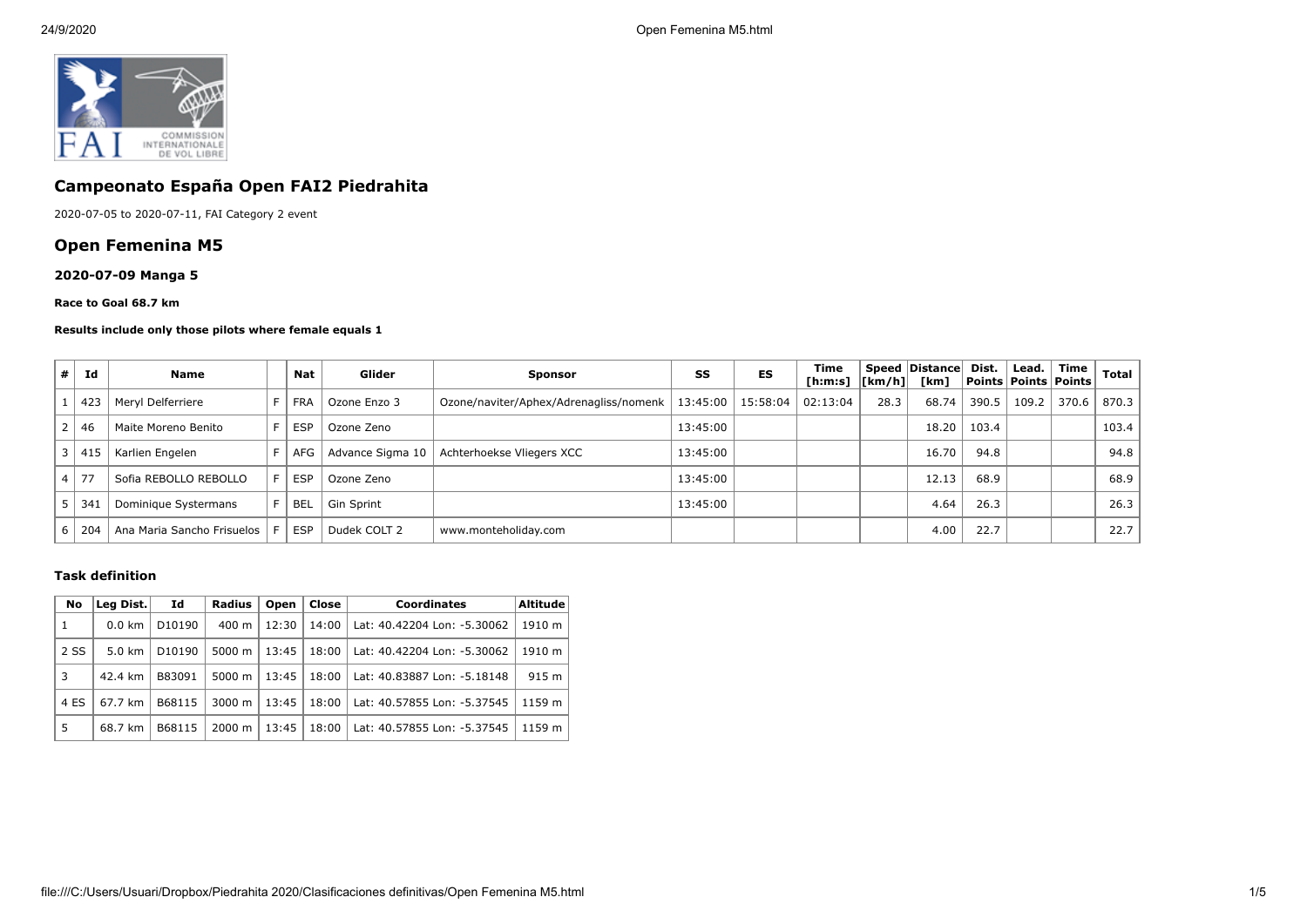## Campeonato España Open FAI2 Piedrahita

2020-07-05 to 2020-07-11, FAI Category 2 event

## Open Femenina M5

### 2020-07-09 Manga 5

**Race to Goal 68.7 km**

**Results include only those pilots where female equals 1**

| # | Id | Name | | Nat | Glider | Sponsor | SS | ES | Time [h:m:s] | Speed [km/h] | Distance [km] | Dist. Points | Lead. Points | Time Points | Total |
|---|---|---|---|---|---|---|---|---|---|---|---|---|---|---|---|
| 1 | 423 | Meryl Delferriere | F | FRA | Ozone Enzo 3 | Ozone/naviter/Aphex/Adrenagliss/nomenk | 13:45:00 | 15:58:04 | 02:13:04 | 28.3 | 68.74 | 390.5 | 109.2 | 370.6 | 870.3 |
| 2 | 46 | Maite Moreno Benito | F | ESP | Ozone Zeno | | 13:45:00 | | | | 18.20 | 103.4 | | | 103.4 |
| 3 | 415 | Karlien Engelen | F | AFG | Advance Sigma 10 | Achterhoekse Vliegers XCC | 13:45:00 | | | | 16.70 | 94.8 | | | 94.8 |
| 4 | 77 | Sofia REBOLLO REBOLLO | F | ESP | Ozone Zeno | | 13:45:00 | | | | 12.13 | 68.9 | | | 68.9 |
| 5 | 341 | Dominique Systermans | F | BEL | Gin Sprint | | 13:45:00 | | | | 4.64 | 26.3 | | | 26.3 |
| 6 | 204 | Ana Maria Sancho Frisuelos | F | ESP | Dudek COLT 2 | www.monteholiday.com | | | | | 4.00 | 22.7 | | | 22.7 |

### Task definition

| No | Leg Dist. | Id | Radius | Open | Close | Coordinates | Altitude |
|---|---|---|---|---|---|---|---|
| 1 | 0.0 km | D10190 | 400 m | 12:30 | 14:00 | Lat: 40.42204 Lon: -5.30062 | 1910 m |
| 2 SS | 5.0 km | D10190 | 5000 m | 13:45 | 18:00 | Lat: 40.42204 Lon: -5.30062 | 1910 m |
| 3 | 42.4 km | B83091 | 5000 m | 13:45 | 18:00 | Lat: 40.83887 Lon: -5.18148 | 915 m |
| 4 ES | 67.7 km | B68115 | 3000 m | 13:45 | 18:00 | Lat: 40.57855 Lon: -5.37545 | 1159 m |
| 5 | 68.7 km | B68115 | 2000 m | 13:45 | 18:00 | Lat: 40.57855 Lon: -5.37545 | 1159 m |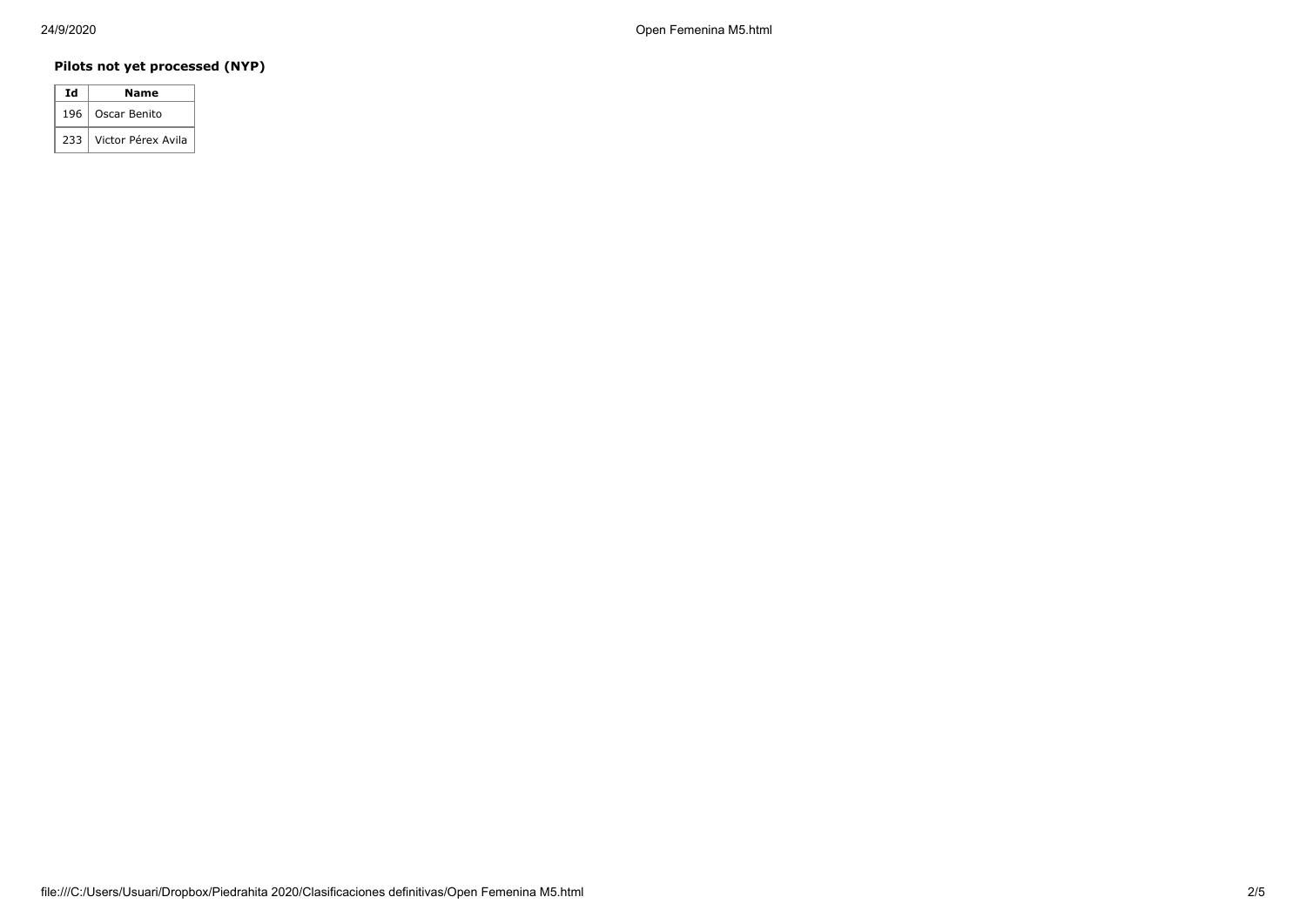### Pilots not yet processed (NYP)

| Id | Name |
|---|---|
| 196 | Oscar Benito |
| 233 | Victor Pérex Avila |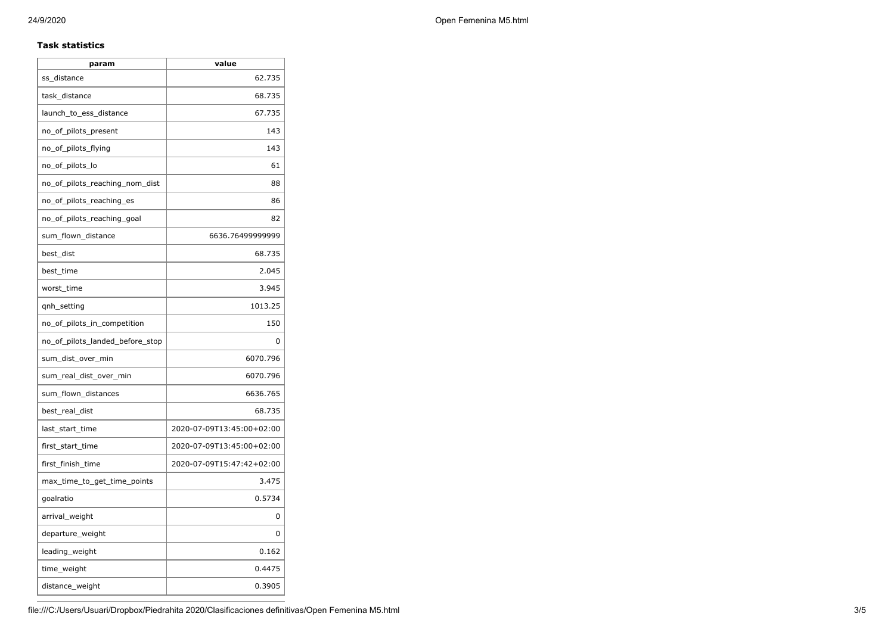**Task statistics**

| param | value |
|---|---|
| ss_distance | 62.735 |
| task_distance | 68.735 |
| launch_to_ess_distance | 67.735 |
| no_of_pilots_present | 143 |
| no_of_pilots_flying | 143 |
| no_of_pilots_lo | 61 |
| no_of_pilots_reaching_nom_dist | 88 |
| no_of_pilots_reaching_es | 86 |
| no_of_pilots_reaching_goal | 82 |
| sum_flown_distance | 6636.76499999999 |
| best_dist | 68.735 |
| best_time | 2.045 |
| worst_time | 3.945 |
| qnh_setting | 1013.25 |
| no_of_pilots_in_competition | 150 |
| no_of_pilots_landed_before_stop | 0 |
| sum_dist_over_min | 6070.796 |
| sum_real_dist_over_min | 6070.796 |
| sum_flown_distances | 6636.765 |
| best_real_dist | 68.735 |
| last_start_time | 2020-07-09T13:45:00+02:00 |
| first_start_time | 2020-07-09T13:45:00+02:00 |
| first_finish_time | 2020-07-09T15:47:42+02:00 |
| max_time_to_get_time_points | 3.475 |
| goalratio | 0.5734 |
| arrival_weight | 0 |
| departure_weight | 0 |
| leading_weight | 0.162 |
| time_weight | 0.4475 |
| distance_weight | 0.3905 |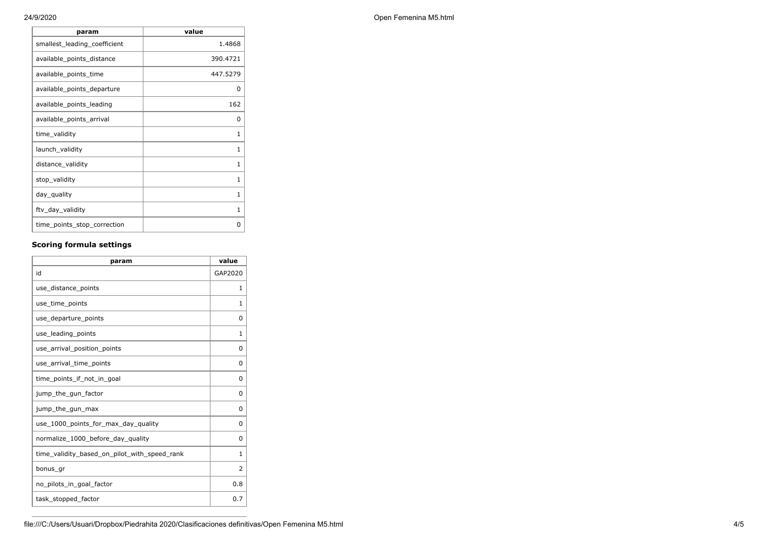| param | value |
|---|---|
| smallest_leading_coefficient | 1.4868 |
| available_points_distance | 390.4721 |
| available_points_time | 447.5279 |
| available_points_departure | 0 |
| available_points_leading | 162 |
| available_points_arrival | 0 |
| time_validity | 1 |
| launch_validity | 1 |
| distance_validity | 1 |
| stop_validity | 1 |
| day_quality | 1 |
| ftv_day_validity | 1 |
| time_points_stop_correction | 0 |

### Scoring formula settings

| param | value |
|---|---|
| id | GAP2020 |
| use_distance_points | 1 |
| use_time_points | 1 |
| use_departure_points | 0 |
| use_leading_points | 1 |
| use_arrival_position_points | 0 |
| use_arrival_time_points | 0 |
| time_points_if_not_in_goal | 0 |
| jump_the_gun_factor | 0 |
| jump_the_gun_max | 0 |
| use_1000_points_for_max_day_quality | 0 |
| normalize_1000_before_day_quality | 0 |
| time_validity_based_on_pilot_with_speed_rank | 1 |
| bonus_gr | 2 |
| no_pilots_in_goal_factor | 0.8 |
| task_stopped_factor | 0.7 |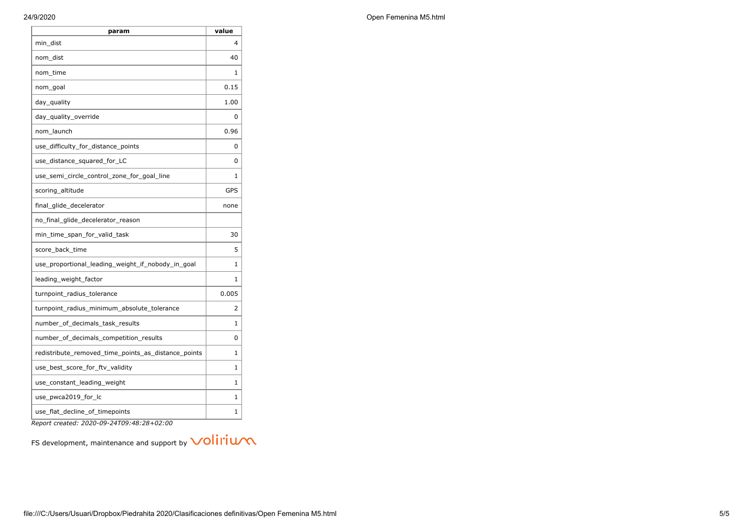| param | value |
|---|---|
| min_dist | 4 |
| nom_dist | 40 |
| nom_time | 1 |
| nom_goal | 0.15 |
| day_quality | 1.00 |
| day_quality_override | 0 |
| nom_launch | 0.96 |
| use_difficulty_for_distance_points | 0 |
| use_distance_squared_for_LC | 0 |
| use_semi_circle_control_zone_for_goal_line | 1 |
| scoring_altitude | GPS |
| final_glide_decelerator | none |
| no_final_glide_decelerator_reason | |
| min_time_span_for_valid_task | 30 |
| score_back_time | 5 |
| use_proportional_leading_weight_if_nobody_in_goal | 1 |
| leading_weight_factor | 1 |
| turnpoint_radius_tolerance | 0.005 |
| turnpoint_radius_minimum_absolute_tolerance | 2 |
| number_of_decimals_task_results | 1 |
| number_of_decimals_competition_results | 0 |
| redistribute_removed_time_points_as_distance_points | 1 |
| use_best_score_for_ftv_validity | 1 |
| use_constant_leading_weight | 1 |
| use_pwca2019_for_lc | 1 |
| use_flat_decline_of_timepoints | 1 |

*Report created: 2020-09-24T09:48:28+02:00*

FS development, maintenance and support by volirium